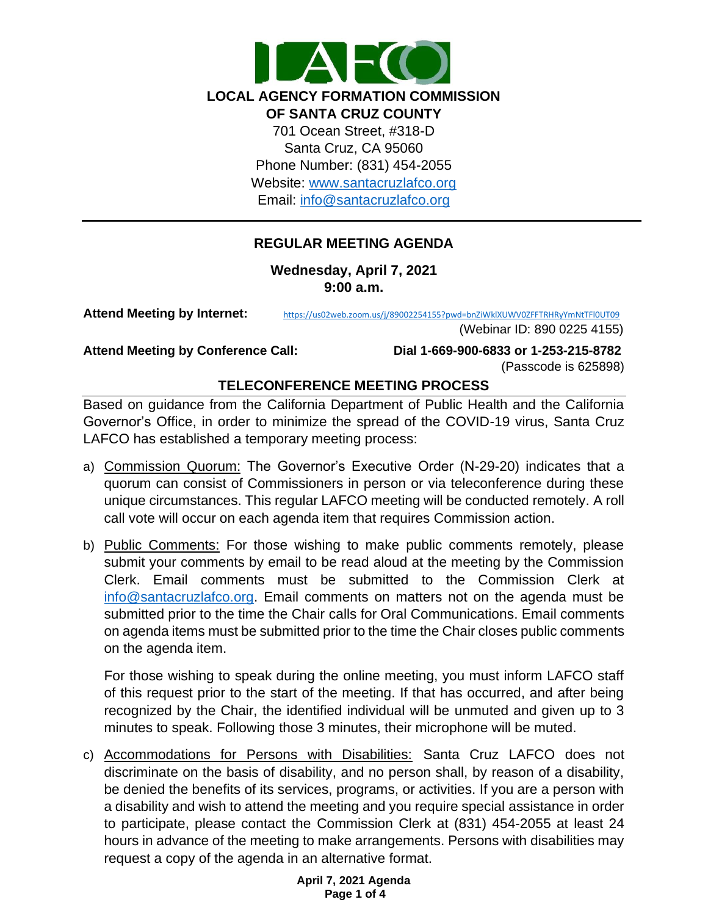# LOCAL AGENCY FORMATION COMMISSION OF SANTA CRUZ COUNTY

701 Ocean Street, #318-D
Santa Cruz, CA 95060
Phone Number: (831) 454-2055
Website: www.santacruzlafco.org
Email: info@santacruzlafco.org

## REGULAR MEETING AGENDA

**Wednesday, April 7, 2021**
**9:00 a.m.**

**Attend Meeting by Internet:** https://us02web.zoom.us/j/89002254155?pwd=bnZiWklXUWV0ZFFTRHRyYmNtTFI0UT09
(Webinar ID: 890 0225 4155)

**Attend Meeting by Conference Call:** **Dial 1-669-900-6833 or 1-253-215-8782**
(Passcode is 625898)

### TELECONFERENCE MEETING PROCESS

Based on guidance from the California Department of Public Health and the California Governor's Office, in order to minimize the spread of the COVID-19 virus, Santa Cruz LAFCO has established a temporary meeting process:

a) Commission Quorum: The Governor's Executive Order (N-29-20) indicates that a quorum can consist of Commissioners in person or via teleconference during these unique circumstances. This regular LAFCO meeting will be conducted remotely. A roll call vote will occur on each agenda item that requires Commission action.

b) Public Comments: For those wishing to make public comments remotely, please submit your comments by email to be read aloud at the meeting by the Commission Clerk. Email comments must be submitted to the Commission Clerk at info@santacruzlafco.org. Email comments on matters not on the agenda must be submitted prior to the time the Chair calls for Oral Communications. Email comments on agenda items must be submitted prior to the time the Chair closes public comments on the agenda item.

   For those wishing to speak during the online meeting, you must inform LAFCO staff of this request prior to the start of the meeting. If that has occurred, and after being recognized by the Chair, the identified individual will be unmuted and given up to 3 minutes to speak. Following those 3 minutes, their microphone will be muted.

c) Accommodations for Persons with Disabilities: Santa Cruz LAFCO does not discriminate on the basis of disability, and no person shall, by reason of a disability, be denied the benefits of its services, programs, or activities. If you are a person with a disability and wish to attend the meeting and you require special assistance in order to participate, please contact the Commission Clerk at (831) 454-2055 at least 24 hours in advance of the meeting to make arrangements. Persons with disabilities may request a copy of the agenda in an alternative format.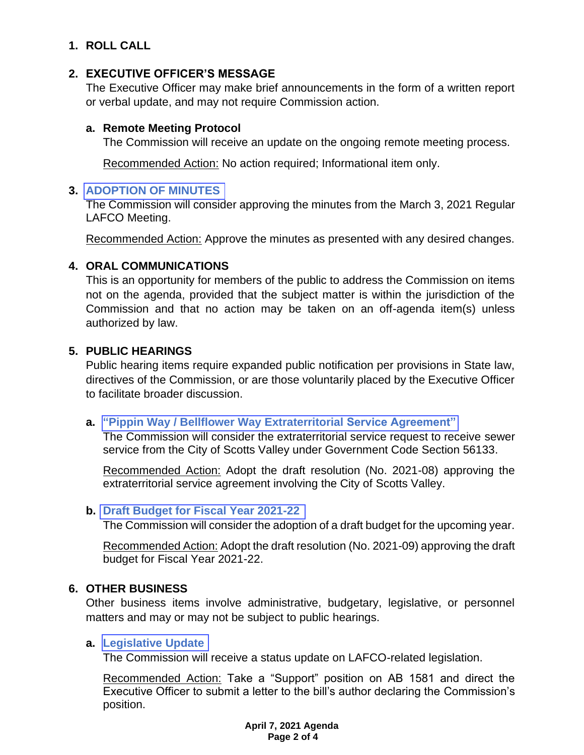## 1. ROLL CALL

## 2. EXECUTIVE OFFICER'S MESSAGE

The Executive Officer may make brief announcements in the form of a written report or verbal update, and may not require Commission action.

### a. Remote Meeting Protocol

The Commission will receive an update on the ongoing remote meeting process.

Recommended Action: No action required; Informational item only.

## 3. ADOPTION OF MINUTES

The Commission will consider approving the minutes from the March 3, 2021 Regular LAFCO Meeting.

Recommended Action: Approve the minutes as presented with any desired changes.

## 4. ORAL COMMUNICATIONS

This is an opportunity for members of the public to address the Commission on items not on the agenda, provided that the subject matter is within the jurisdiction of the Commission and that no action may be taken on an off-agenda item(s) unless authorized by law.

## 5. PUBLIC HEARINGS

Public hearing items require expanded public notification per provisions in State law, directives of the Commission, or are those voluntarily placed by the Executive Officer to facilitate broader discussion.

### a. "Pippin Way / Bellflower Way Extraterritorial Service Agreement"

The Commission will consider the extraterritorial service request to receive sewer service from the City of Scotts Valley under Government Code Section 56133.

Recommended Action: Adopt the draft resolution (No. 2021-08) approving the extraterritorial service agreement involving the City of Scotts Valley.

### b. Draft Budget for Fiscal Year 2021-22

The Commission will consider the adoption of a draft budget for the upcoming year.

Recommended Action: Adopt the draft resolution (No. 2021-09) approving the draft budget for Fiscal Year 2021-22.

## 6. OTHER BUSINESS

Other business items involve administrative, budgetary, legislative, or personnel matters and may or may not be subject to public hearings.

### a. Legislative Update

The Commission will receive a status update on LAFCO-related legislation.

Recommended Action: Take a "Support" position on AB 1581 and direct the Executive Officer to submit a letter to the bill's author declaring the Commission's position.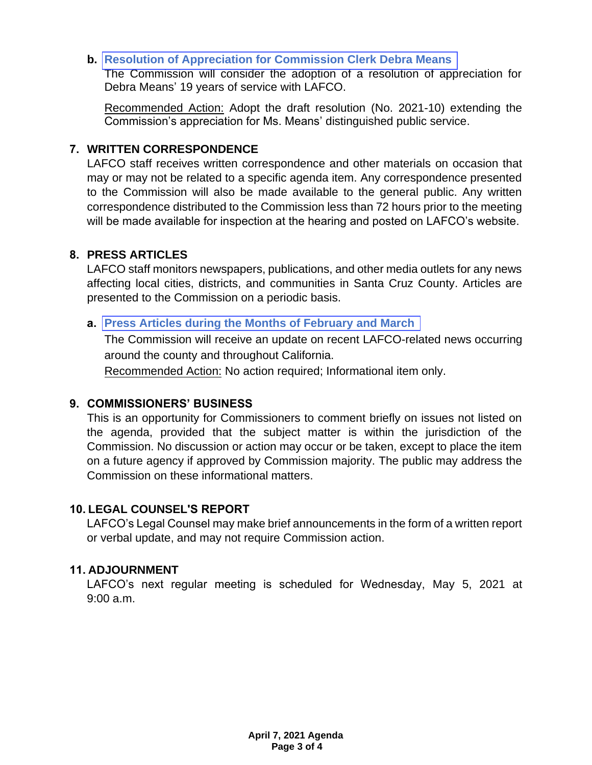**b. Resolution of Appreciation for Commission Clerk Debra Means**

The Commission will consider the adoption of a resolution of appreciation for Debra Means' 19 years of service with LAFCO.

Recommended Action: Adopt the draft resolution (No. 2021-10) extending the Commission's appreciation for Ms. Means' distinguished public service.

## 7. WRITTEN CORRESPONDENCE

LAFCO staff receives written correspondence and other materials on occasion that may or may not be related to a specific agenda item. Any correspondence presented to the Commission will also be made available to the general public. Any written correspondence distributed to the Commission less than 72 hours prior to the meeting will be made available for inspection at the hearing and posted on LAFCO's website.

## 8. PRESS ARTICLES

LAFCO staff monitors newspapers, publications, and other media outlets for any news affecting local cities, districts, and communities in Santa Cruz County. Articles are presented to the Commission on a periodic basis.

**a. Press Articles during the Months of February and March**

The Commission will receive an update on recent LAFCO-related news occurring around the county and throughout California.

Recommended Action: No action required; Informational item only.

## 9. COMMISSIONERS' BUSINESS

This is an opportunity for Commissioners to comment briefly on issues not listed on the agenda, provided that the subject matter is within the jurisdiction of the Commission. No discussion or action may occur or be taken, except to place the item on a future agency if approved by Commission majority. The public may address the Commission on these informational matters.

## 10. LEGAL COUNSEL'S REPORT

LAFCO's Legal Counsel may make brief announcements in the form of a written report or verbal update, and may not require Commission action.

## 11. ADJOURNMENT

LAFCO's next regular meeting is scheduled for Wednesday, May 5, 2021 at 9:00 a.m.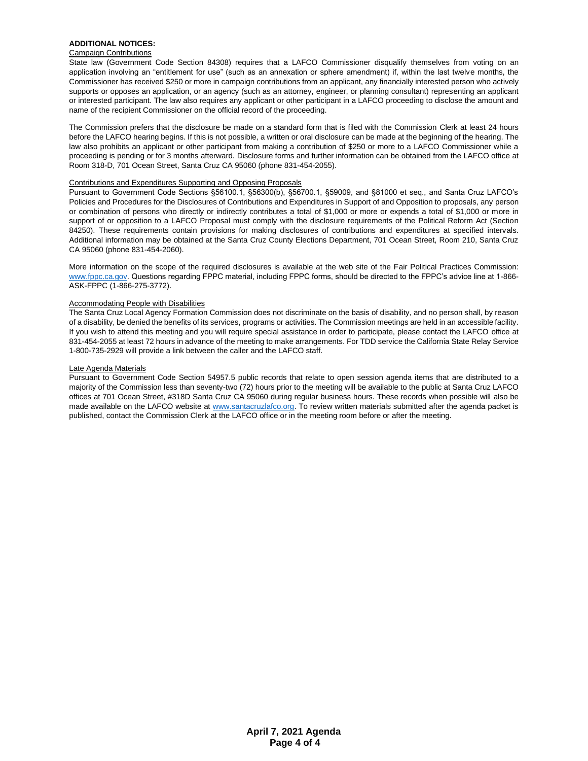**ADDITIONAL NOTICES:**

Campaign Contributions

State law (Government Code Section 84308) requires that a LAFCO Commissioner disqualify themselves from voting on an application involving an "entitlement for use" (such as an annexation or sphere amendment) if, within the last twelve months, the Commissioner has received $250 or more in campaign contributions from an applicant, any financially interested person who actively supports or opposes an application, or an agency (such as an attorney, engineer, or planning consultant) representing an applicant or interested participant. The law also requires any applicant or other participant in a LAFCO proceeding to disclose the amount and name of the recipient Commissioner on the official record of the proceeding.

The Commission prefers that the disclosure be made on a standard form that is filed with the Commission Clerk at least 24 hours before the LAFCO hearing begins. If this is not possible, a written or oral disclosure can be made at the beginning of the hearing. The law also prohibits an applicant or other participant from making a contribution of $250 or more to a LAFCO Commissioner while a proceeding is pending or for 3 months afterward. Disclosure forms and further information can be obtained from the LAFCO office at Room 318-D, 701 Ocean Street, Santa Cruz CA 95060 (phone 831-454-2055).

Contributions and Expenditures Supporting and Opposing Proposals

Pursuant to Government Code Sections §56100.1, §56300(b), §56700.1, §59009, and §81000 et seq., and Santa Cruz LAFCO's Policies and Procedures for the Disclosures of Contributions and Expenditures in Support of and Opposition to proposals, any person or combination of persons who directly or indirectly contributes a total of $1,000 or more or expends a total of $1,000 or more in support of or opposition to a LAFCO Proposal must comply with the disclosure requirements of the Political Reform Act (Section 84250). These requirements contain provisions for making disclosures of contributions and expenditures at specified intervals. Additional information may be obtained at the Santa Cruz County Elections Department, 701 Ocean Street, Room 210, Santa Cruz CA 95060 (phone 831-454-2060).

More information on the scope of the required disclosures is available at the web site of the Fair Political Practices Commission: www.fppc.ca.gov. Questions regarding FPPC material, including FPPC forms, should be directed to the FPPC's advice line at 1-866-ASK-FPPC (1-866-275-3772).

Accommodating People with Disabilities

The Santa Cruz Local Agency Formation Commission does not discriminate on the basis of disability, and no person shall, by reason of a disability, be denied the benefits of its services, programs or activities. The Commission meetings are held in an accessible facility. If you wish to attend this meeting and you will require special assistance in order to participate, please contact the LAFCO office at 831-454-2055 at least 72 hours in advance of the meeting to make arrangements. For TDD service the California State Relay Service 1-800-735-2929 will provide a link between the caller and the LAFCO staff.

Late Agenda Materials

Pursuant to Government Code Section 54957.5 public records that relate to open session agenda items that are distributed to a majority of the Commission less than seventy-two (72) hours prior to the meeting will be available to the public at Santa Cruz LAFCO offices at 701 Ocean Street, #318D Santa Cruz CA 95060 during regular business hours. These records when possible will also be made available on the LAFCO website at www.santacruzlafco.org. To review written materials submitted after the agenda packet is published, contact the Commission Clerk at the LAFCO office or in the meeting room before or after the meeting.